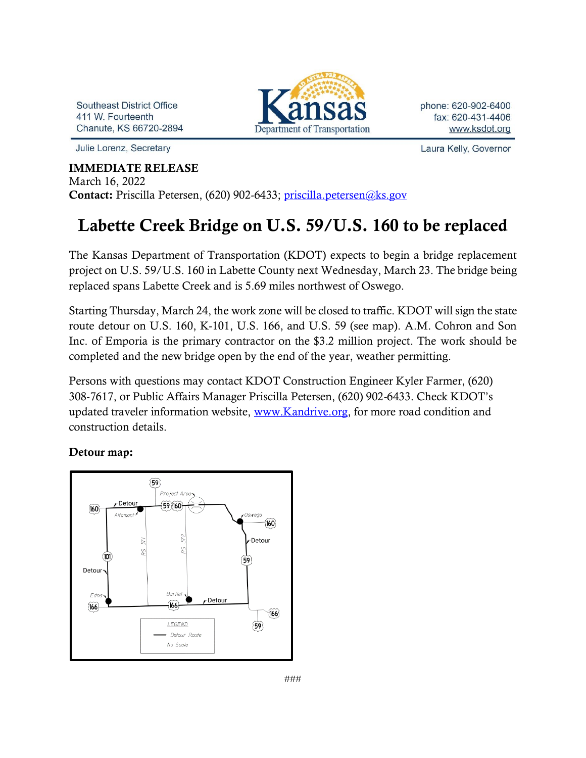Southeast District Office
411 W. Fourteenth
Chanute, KS 66720-2894

Kansas Department of Transportation

phone: 620-902-6400
fax: 620-431-4406
www.ksdot.org

Julie Lorenz, Secretary

Laura Kelly, Governor

**IMMEDIATE RELEASE**
March 16, 2022
**Contact:** Priscilla Petersen, (620) 902-6433; priscilla.petersen@ks.gov

# Labette Creek Bridge on U.S. 59/U.S. 160 to be replaced

The Kansas Department of Transportation (KDOT) expects to begin a bridge replacement project on U.S. 59/U.S. 160 in Labette County next Wednesday, March 23. The bridge being replaced spans Labette Creek and is 5.69 miles northwest of Oswego.

Starting Thursday, March 24, the work zone will be closed to traffic. KDOT will sign the state route detour on U.S. 160, K-101, U.S. 166, and U.S. 59 (see map). A.M. Cohron and Son Inc. of Emporia is the primary contractor on the $3.2 million project. The work should be completed and the new bridge open by the end of the year, weather permitting.

Persons with questions may contact KDOT Construction Engineer Kyler Farmer, (620) 308-7617, or Public Affairs Manager Priscilla Petersen, (620) 902-6433. Check KDOT's updated traveler information website, www.Kandrive.org, for more road condition and construction details.

**Detour map:**

59 Project Area 160 Detour Altamont 59 160 Oswego 160 Detour RS 371 RS 372 101 59 Detour Bartlet Detour Edna 166 166 166 59

LEGEND
Detour Route
No Scale

###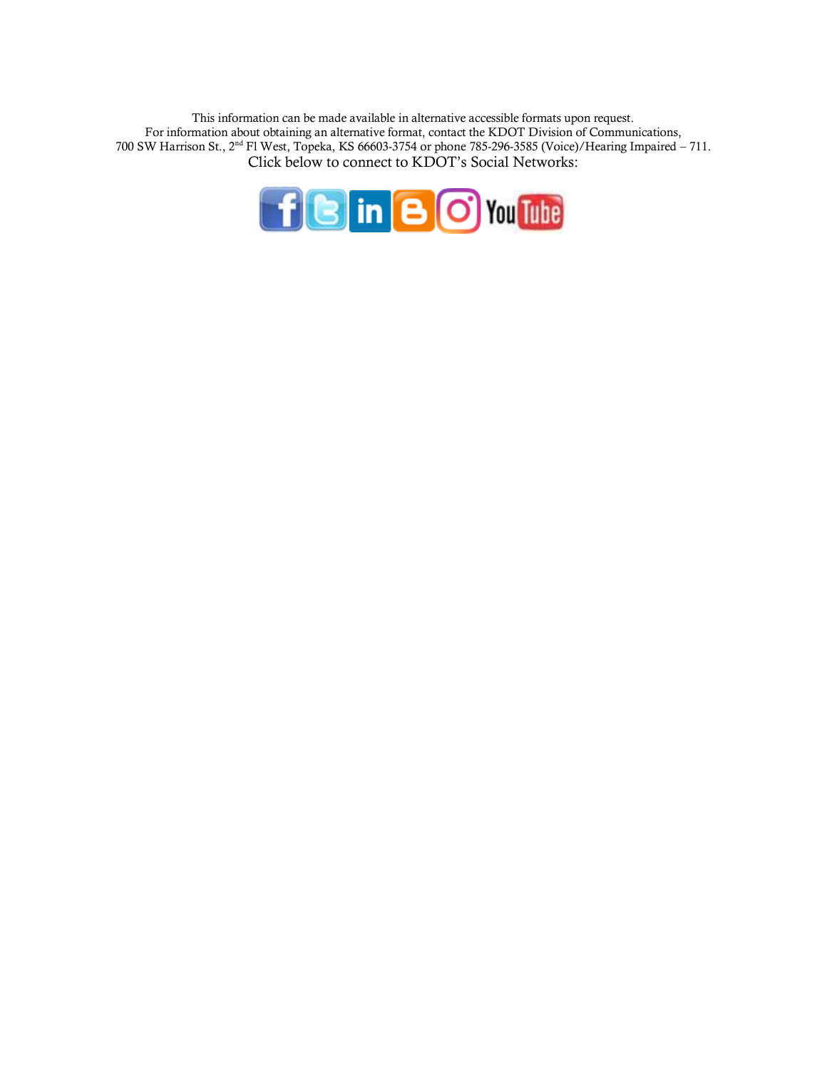This information can be made available in alternative accessible formats upon request.
For information about obtaining an alternative format, contact the KDOT Division of Communications,
700 SW Harrison St., 2nd Fl West, Topeka, KS 66603-3754 or phone 785-296-3585 (Voice)/Hearing Impaired – 711.

Click below to connect to KDOT's Social Networks: